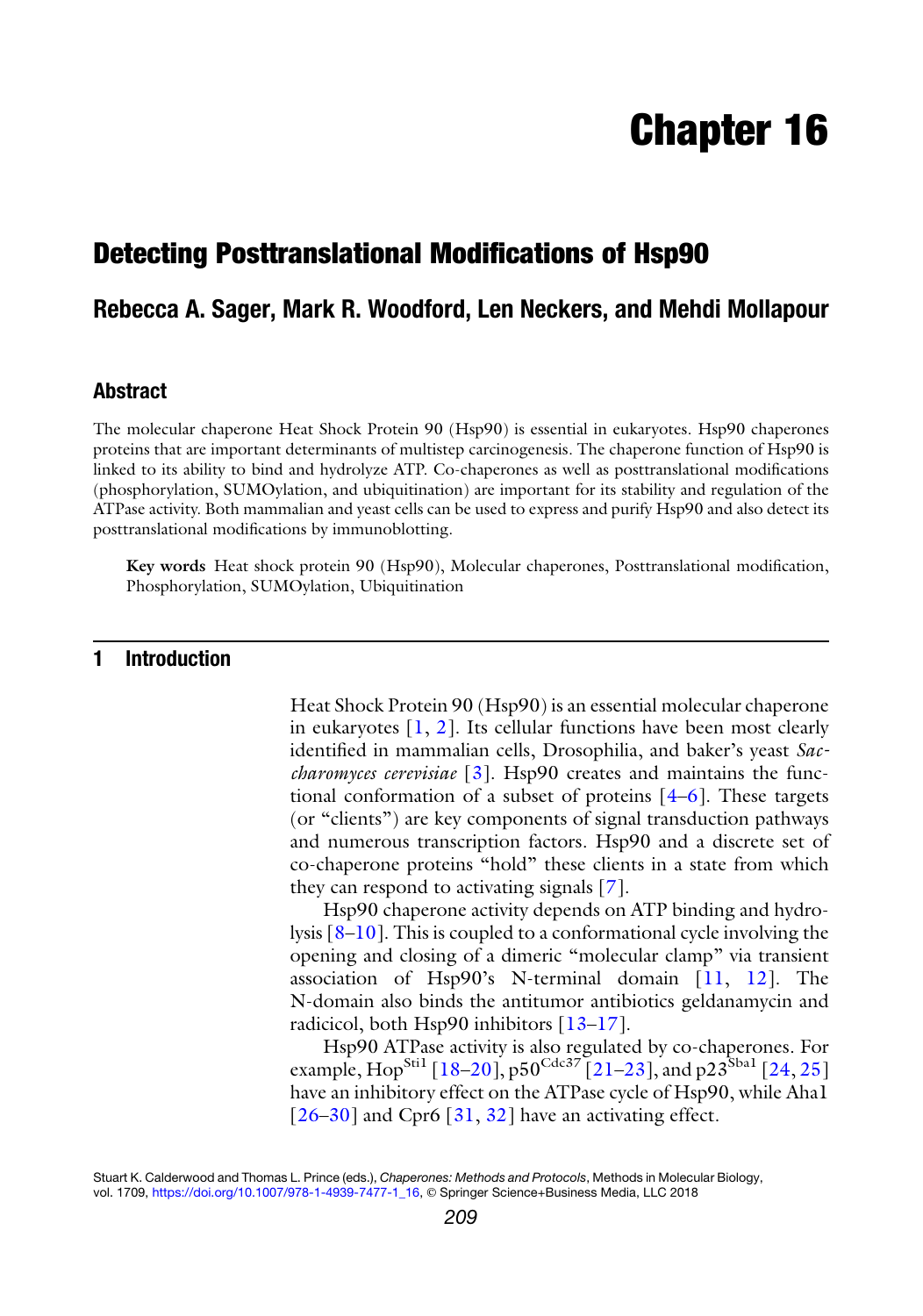# Chapter 16

## Detecting Posttranslational Modifications of Hsp90

### Rebecca A. Sager, Mark R. Woodford, Len Neckers, and Mehdi Mollapour

### Abstract

The molecular chaperone Heat Shock Protein 90 (Hsp90) is essential in eukaryotes. Hsp90 chaperones proteins that are important determinants of multistep carcinogenesis. The chaperone function of Hsp90 is linked to its ability to bind and hydrolyze ATP. Co-chaperones as well as posttranslational modifications (phosphorylation, SUMOylation, and ubiquitination) are important for its stability and regulation of the ATPase activity. Both mammalian and yeast cells can be used to express and purify Hsp90 and also detect its posttranslational modifications by immunoblotting.

**Key words** Heat shock protein 90 (Hsp90), Molecular chaperones, Posttranslational modification, Phosphorylation, SUMOylation, Ubiquitination

## 1 Introduction

Heat Shock Protein 90 (Hsp90) is an essential molecular chaperone in eukaryotes [1, 2]. Its cellular functions have been most clearly identified in mammalian cells, Drosophilia, and baker's yeast *Saccharomyces cerevisiae* [3]. Hsp90 creates and maintains the functional conformation of a subset of proteins [4–6]. These targets (or "clients") are key components of signal transduction pathways and numerous transcription factors. Hsp90 and a discrete set of co-chaperone proteins "hold" these clients in a state from which they can respond to activating signals [7].

Hsp90 chaperone activity depends on ATP binding and hydrolysis [8–10]. This is coupled to a conformational cycle involving the opening and closing of a dimeric "molecular clamp" via transient association of Hsp90's N-terminal domain [11, 12]. The N-domain also binds the antitumor antibiotics geldanamycin and radicicol, both Hsp90 inhibitors [13–17].

Hsp90 ATPase activity is also regulated by co-chaperones. For example, Hop$^{\mathrm{Sti1}}$ [18–20], p50$^{\mathrm{Cdc37}}$ [21–23], and p23$^{\mathrm{Sba1}}$ [24, 25] have an inhibitory effect on the ATPase cycle of Hsp90, while Aha1 [26–30] and Cpr6 [31, 32] have an activating effect.

Stuart K. Calderwood and Thomas L. Prince (eds.), *Chaperones: Methods and Protocols*, Methods in Molecular Biology, vol. 1709, https://doi.org/10.1007/978-1-4939-7477-1_16, © Springer Science+Business Media, LLC 2018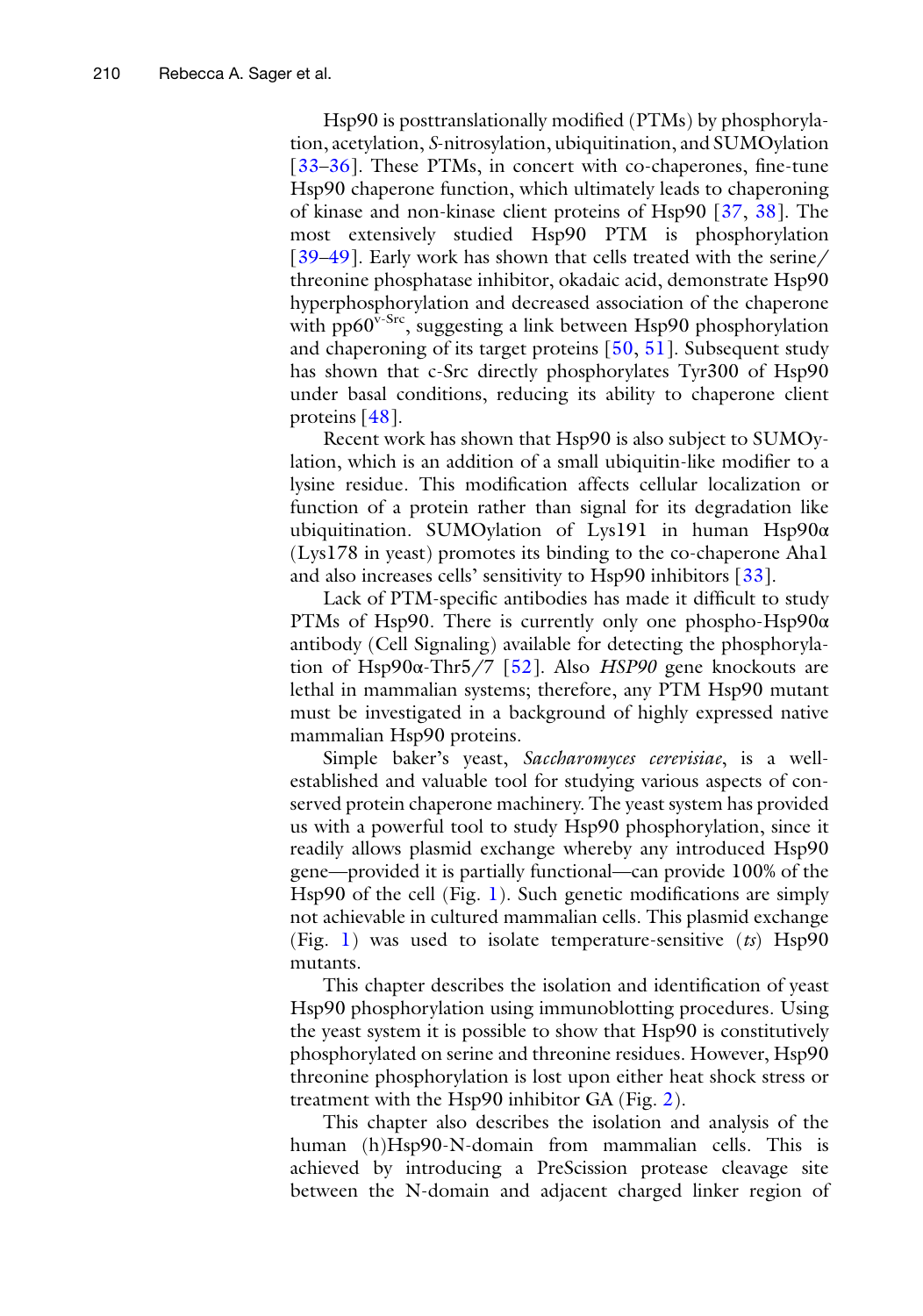Hsp90 is posttranslationally modified (PTMs) by phosphorylation, acetylation, *S*-nitrosylation, ubiquitination, and SUMOylation [33–36]. These PTMs, in concert with co-chaperones, fine-tune Hsp90 chaperone function, which ultimately leads to chaperoning of kinase and non-kinase client proteins of Hsp90 [37, 38]. The most extensively studied Hsp90 PTM is phosphorylation [39–49]. Early work has shown that cells treated with the serine/threonine phosphatase inhibitor, okadaic acid, demonstrate Hsp90 hyperphosphorylation and decreased association of the chaperone with pp60$^{v\text{-}Src}$, suggesting a link between Hsp90 phosphorylation and chaperoning of its target proteins [50, 51]. Subsequent study has shown that c-Src directly phosphorylates Tyr300 of Hsp90 under basal conditions, reducing its ability to chaperone client proteins [48].

Recent work has shown that Hsp90 is also subject to SUMOylation, which is an addition of a small ubiquitin-like modifier to a lysine residue. This modification affects cellular localization or function of a protein rather than signal for its degradation like ubiquitination. SUMOylation of Lys191 in human Hsp90α (Lys178 in yeast) promotes its binding to the co-chaperone Aha1 and also increases cells' sensitivity to Hsp90 inhibitors [33].

Lack of PTM-specific antibodies has made it difficult to study PTMs of Hsp90. There is currently only one phospho-Hsp90α antibody (Cell Signaling) available for detecting the phosphorylation of Hsp90α-Thr5/7 [52]. Also *HSP90* gene knockouts are lethal in mammalian systems; therefore, any PTM Hsp90 mutant must be investigated in a background of highly expressed native mammalian Hsp90 proteins.

Simple baker's yeast, *Saccharomyces cerevisiae*, is a well-established and valuable tool for studying various aspects of conserved protein chaperone machinery. The yeast system has provided us with a powerful tool to study Hsp90 phosphorylation, since it readily allows plasmid exchange whereby any introduced Hsp90 gene—provided it is partially functional—can provide 100% of the Hsp90 of the cell (Fig. 1). Such genetic modifications are simply not achievable in cultured mammalian cells. This plasmid exchange (Fig. 1) was used to isolate temperature-sensitive (*ts*) Hsp90 mutants.

This chapter describes the isolation and identification of yeast Hsp90 phosphorylation using immunoblotting procedures. Using the yeast system it is possible to show that Hsp90 is constitutively phosphorylated on serine and threonine residues. However, Hsp90 threonine phosphorylation is lost upon either heat shock stress or treatment with the Hsp90 inhibitor GA (Fig. 2).

This chapter also describes the isolation and analysis of the human (h)Hsp90-N-domain from mammalian cells. This is achieved by introducing a PreScission protease cleavage site between the N-domain and adjacent charged linker region of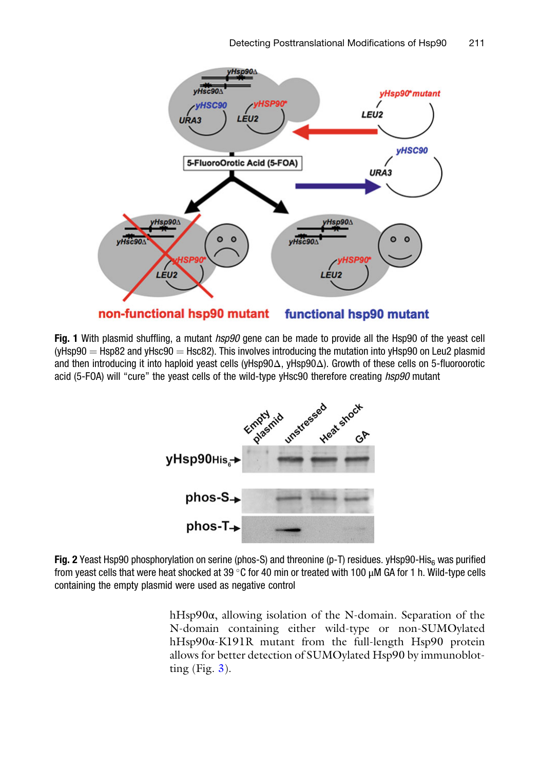**Fig. 1** With plasmid shuffling, a mutant *hsp90* gene can be made to provide all the Hsp90 of the yeast cell (yHsp90 = Hsp82 and yHsc90 = Hsc82). This involves introducing the mutation into yHsp90 on Leu2 plasmid and then introducing it into haploid yeast cells (yHsp90Δ, yHsp90Δ). Growth of these cells on 5-fluoroorotic acid (5-FOA) will "cure" the yeast cells of the wild-type yHsc90 therefore creating *hsp90* mutant

**Fig. 2** Yeast Hsp90 phosphorylation on serine (phos-S) and threonine (p-T) residues. yHsp90-$His_6$ was purified from yeast cells that were heat shocked at 39 °C for 40 min or treated with 100 μM GA for 1 h. Wild-type cells containing the empty plasmid were used as negative control

hHsp90α, allowing isolation of the N-domain. Separation of the N-domain containing either wild-type or non-SUMOylated hHsp90α-K191R mutant from the full-length Hsp90 protein allows for better detection of SUMOylated Hsp90 by immunoblotting (Fig. 3).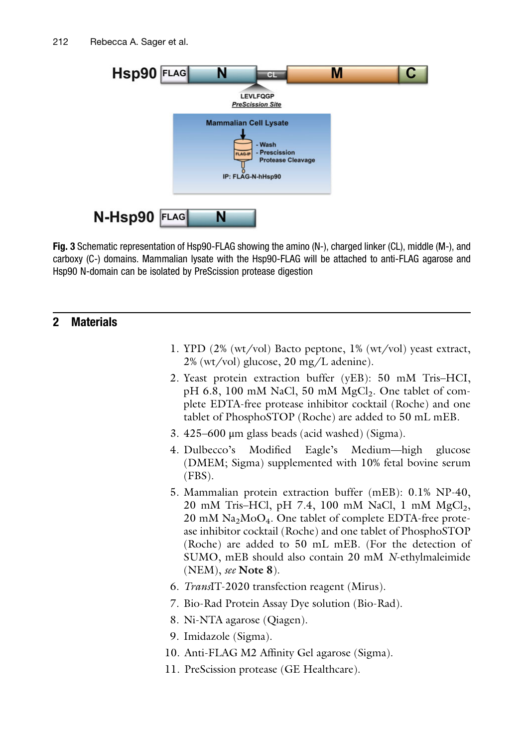Fig. 3 Schematic representation of Hsp90-FLAG showing the amino (N-), charged linker (CL), middle (M-), and carboxy (C-) domains. Mammalian lysate with the Hsp90-FLAG will be attached to anti-FLAG agarose and Hsp90 N-domain can be isolated by PreScission protease digestion

## 2 Materials

1. YPD (2% (wt/vol) Bacto peptone, 1% (wt/vol) yeast extract, 2% (wt/vol) glucose, 20 mg/L adenine).
2. Yeast protein extraction buffer (yEB): 50 mM Tris–HCl, pH 6.8, 100 mM NaCl, 50 mM $MgCl_2$. One tablet of complete EDTA-free protease inhibitor cocktail (Roche) and one tablet of PhosphoSTOP (Roche) are added to 50 mL mEB.
3. 425–600 μm glass beads (acid washed) (Sigma).
4. Dulbecco's Modified Eagle's Medium—high glucose (DMEM; Sigma) supplemented with 10% fetal bovine serum (FBS).
5. Mammalian protein extraction buffer (mEB): 0.1% NP-40, 20 mM Tris–HCl, pH 7.4, 100 mM NaCl, 1 mM $MgCl_2$, 20 mM $Na_2MoO_4$. One tablet of complete EDTA-free protease inhibitor cocktail (Roche) and one tablet of PhosphoSTOP (Roche) are added to 50 mL mEB. (For the detection of SUMO, mEB should also contain 20 mM *N*-ethylmaleimide (NEM), *see* **Note 8**).
6. *Trans*IT-2020 transfection reagent (Mirus).
7. Bio-Rad Protein Assay Dye solution (Bio-Rad).
8. Ni-NTA agarose (Qiagen).
9. Imidazole (Sigma).
10. Anti-FLAG M2 Affinity Gel agarose (Sigma).
11. PreScission protease (GE Healthcare).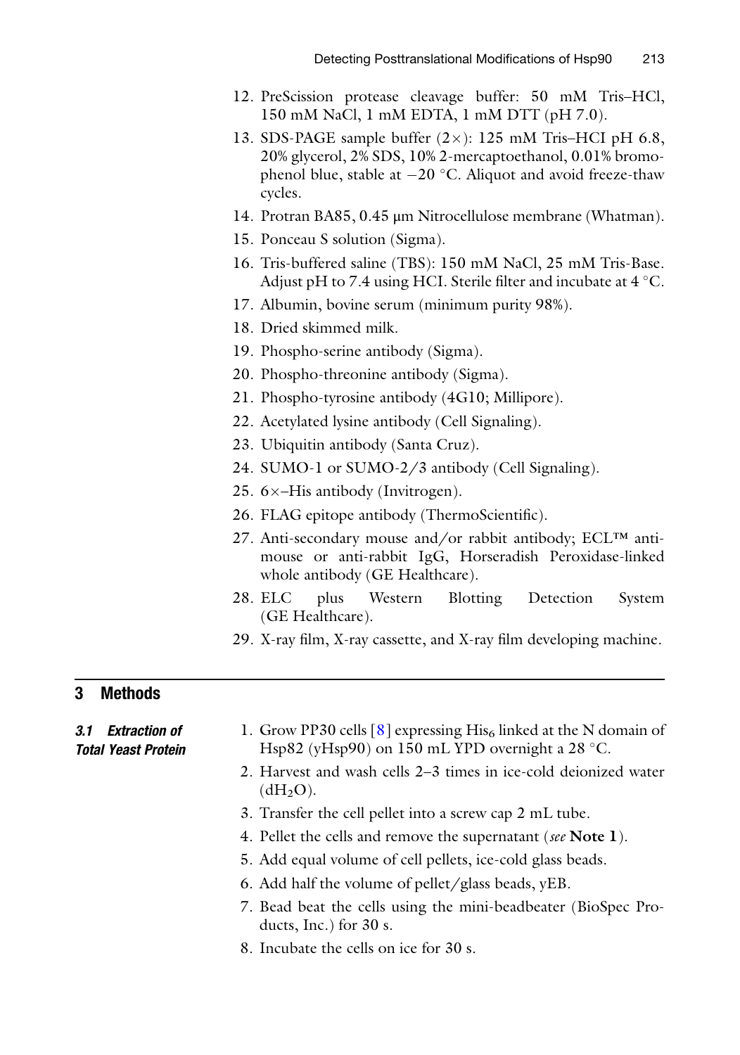12. PreScission protease cleavage buffer: 50 mM Tris–HCl, 150 mM NaCl, 1 mM EDTA, 1 mM DTT (pH 7.0).
13. SDS-PAGE sample buffer (2×): 125 mM Tris–HCI pH 6.8, 20% glycerol, 2% SDS, 10% 2-mercaptoethanol, 0.01% bromophenol blue, stable at −20 °C. Aliquot and avoid freeze-thaw cycles.
14. Protran BA85, 0.45 μm Nitrocellulose membrane (Whatman).
15. Ponceau S solution (Sigma).
16. Tris-buffered saline (TBS): 150 mM NaCl, 25 mM Tris-Base. Adjust pH to 7.4 using HCI. Sterile filter and incubate at 4 °C.
17. Albumin, bovine serum (minimum purity 98%).
18. Dried skimmed milk.
19. Phospho-serine antibody (Sigma).
20. Phospho-threonine antibody (Sigma).
21. Phospho-tyrosine antibody (4G10; Millipore).
22. Acetylated lysine antibody (Cell Signaling).
23. Ubiquitin antibody (Santa Cruz).
24. SUMO-1 or SUMO-2/3 antibody (Cell Signaling).
25. 6×–His antibody (Invitrogen).
26. FLAG epitope antibody (ThermoScientific).
27. Anti-secondary mouse and/or rabbit antibody; ECL™ anti-mouse or anti-rabbit IgG, Horseradish Peroxidase-linked whole antibody (GE Healthcare).
28. ELC plus Western Blotting Detection System (GE Healthcare).
29. X-ray film, X-ray cassette, and X-ray film developing machine.

## 3 Methods

### 3.1 Extraction of Total Yeast Protein

1. Grow PP30 cells [8] expressing $His_6$ linked at the N domain of Hsp82 (yHsp90) on 150 mL YPD overnight a 28 °C.
2. Harvest and wash cells 2–3 times in ice-cold deionized water ($dH_2O$).
3. Transfer the cell pellet into a screw cap 2 mL tube.
4. Pellet the cells and remove the supernatant (*see* **Note 1**).
5. Add equal volume of cell pellets, ice-cold glass beads.
6. Add half the volume of pellet/glass beads, yEB.
7. Bead beat the cells using the mini-beadbeater (BioSpec Products, Inc.) for 30 s.
8. Incubate the cells on ice for 30 s.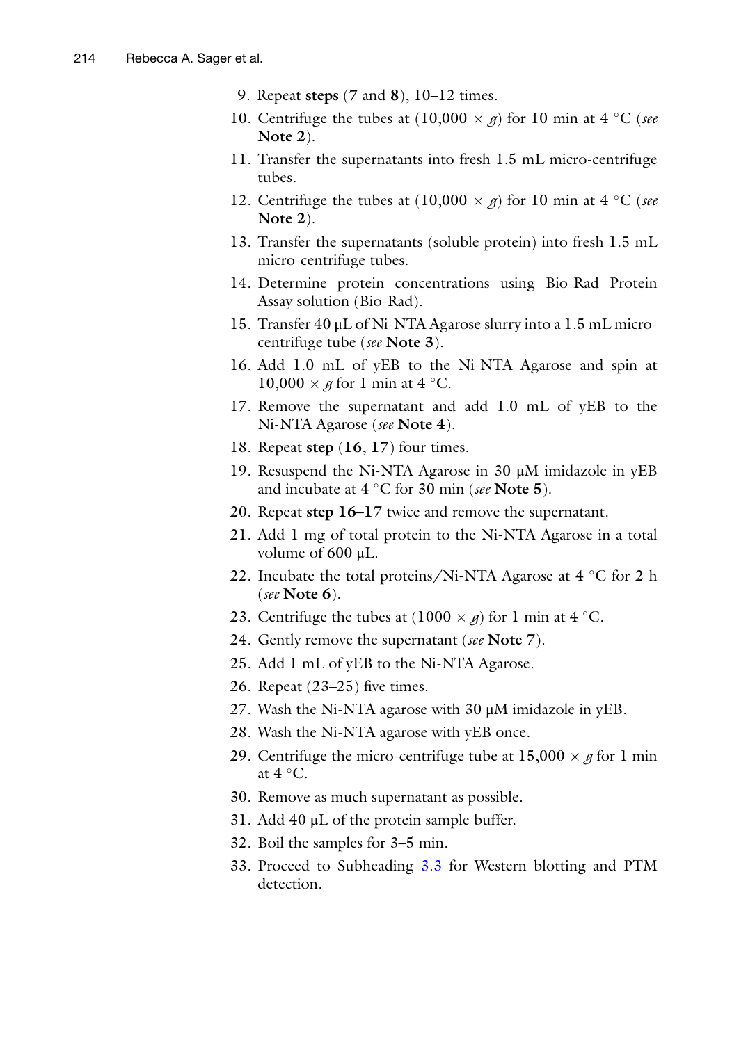9. Repeat **steps** (**7** and **8**), 10–12 times.
10. Centrifuge the tubes at (10,000 × *g*) for 10 min at 4 °C (*see* **Note 2**).
11. Transfer the supernatants into fresh 1.5 mL micro-centrifuge tubes.
12. Centrifuge the tubes at (10,000 × *g*) for 10 min at 4 °C (*see* **Note 2**).
13. Transfer the supernatants (soluble protein) into fresh 1.5 mL micro-centrifuge tubes.
14. Determine protein concentrations using Bio-Rad Protein Assay solution (Bio-Rad).
15. Transfer 40 μL of Ni-NTA Agarose slurry into a 1.5 mL micro-centrifuge tube (*see* **Note 3**).
16. Add 1.0 mL of yEB to the Ni-NTA Agarose and spin at 10,000 × *g* for 1 min at 4 °C.
17. Remove the supernatant and add 1.0 mL of yEB to the Ni-NTA Agarose (*see* **Note 4**).
18. Repeat **step** (**16**, **17**) four times.
19. Resuspend the Ni-NTA Agarose in 30 μM imidazole in yEB and incubate at 4 °C for 30 min (*see* **Note 5**).
20. Repeat **step 16–17** twice and remove the supernatant.
21. Add 1 mg of total protein to the Ni-NTA Agarose in a total volume of 600 μL.
22. Incubate the total proteins/Ni-NTA Agarose at 4 °C for 2 h (*see* **Note 6**).
23. Centrifuge the tubes at (1000 × *g*) for 1 min at 4 °C.
24. Gently remove the supernatant (*see* **Note 7**).
25. Add 1 mL of yEB to the Ni-NTA Agarose.
26. Repeat (23–25) five times.
27. Wash the Ni-NTA agarose with 30 μM imidazole in yEB.
28. Wash the Ni-NTA agarose with yEB once.
29. Centrifuge the micro-centrifuge tube at 15,000 × *g* for 1 min at 4 °C.
30. Remove as much supernatant as possible.
31. Add 40 μL of the protein sample buffer.
32. Boil the samples for 3–5 min.
33. Proceed to Subheading 3.3 for Western blotting and PTM detection.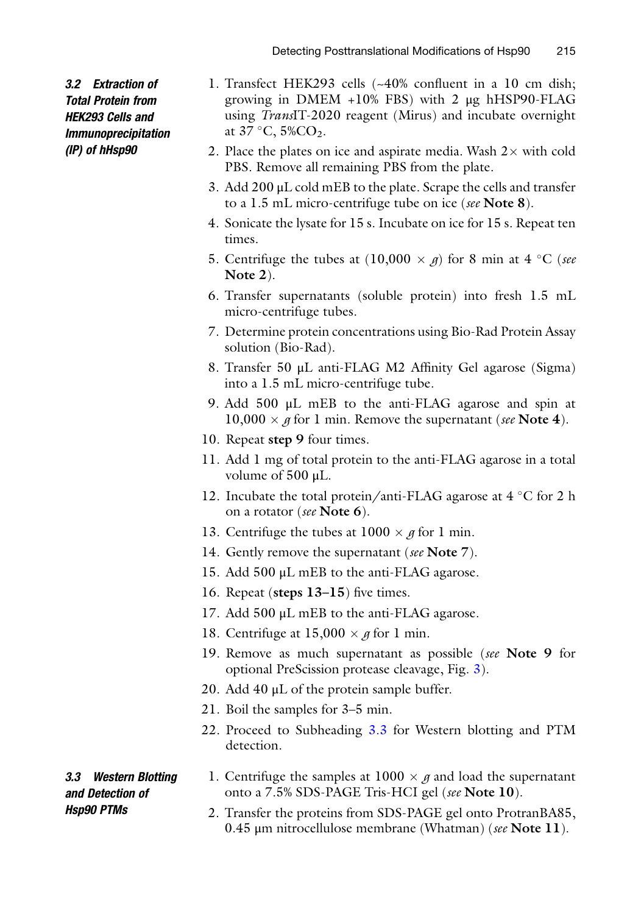### 3.2 Extraction of Total Protein from HEK293 Cells and Immunoprecipitation (IP) of hHsp90

1. Transfect HEK293 cells (~40% confluent in a 10 cm dish; growing in DMEM +10% FBS) with 2 μg hHSP90-FLAG using *Trans*IT-2020 reagent (Mirus) and incubate overnight at 37 °C, 5%$CO_2$.
2. Place the plates on ice and aspirate media. Wash 2× with cold PBS. Remove all remaining PBS from the plate.
3. Add 200 μL cold mEB to the plate. Scrape the cells and transfer to a 1.5 mL micro-centrifuge tube on ice (*see* **Note 8**).
4. Sonicate the lysate for 15 s. Incubate on ice for 15 s. Repeat ten times.
5. Centrifuge the tubes at (10,000 × *g*) for 8 min at 4 °C (*see* **Note 2**).
6. Transfer supernatants (soluble protein) into fresh 1.5 mL micro-centrifuge tubes.
7. Determine protein concentrations using Bio-Rad Protein Assay solution (Bio-Rad).
8. Transfer 50 μL anti-FLAG M2 Affinity Gel agarose (Sigma) into a 1.5 mL micro-centrifuge tube.
9. Add 500 μL mEB to the anti-FLAG agarose and spin at 10,000 × *g* for 1 min. Remove the supernatant (*see* **Note 4**).
10. Repeat **step 9** four times.
11. Add 1 mg of total protein to the anti-FLAG agarose in a total volume of 500 μL.
12. Incubate the total protein/anti-FLAG agarose at 4 °C for 2 h on a rotator (*see* **Note 6**).
13. Centrifuge the tubes at 1000 × *g* for 1 min.
14. Gently remove the supernatant (*see* **Note 7**).
15. Add 500 μL mEB to the anti-FLAG agarose.
16. Repeat (**steps 13–15**) five times.
17. Add 500 μL mEB to the anti-FLAG agarose.
18. Centrifuge at 15,000 × *g* for 1 min.
19. Remove as much supernatant as possible (*see* **Note 9** for optional PreScission protease cleavage, Fig. 3).
20. Add 40 μL of the protein sample buffer.
21. Boil the samples for 3–5 min.
22. Proceed to Subheading 3.3 for Western blotting and PTM detection.

### 3.3 Western Blotting and Detection of Hsp90 PTMs

1. Centrifuge the samples at 1000 × *g* and load the supernatant onto a 7.5% SDS-PAGE Tris-HCl gel (*see* **Note 10**).
2. Transfer the proteins from SDS-PAGE gel onto ProtranBA85, 0.45 μm nitrocellulose membrane (Whatman) (*see* **Note 11**).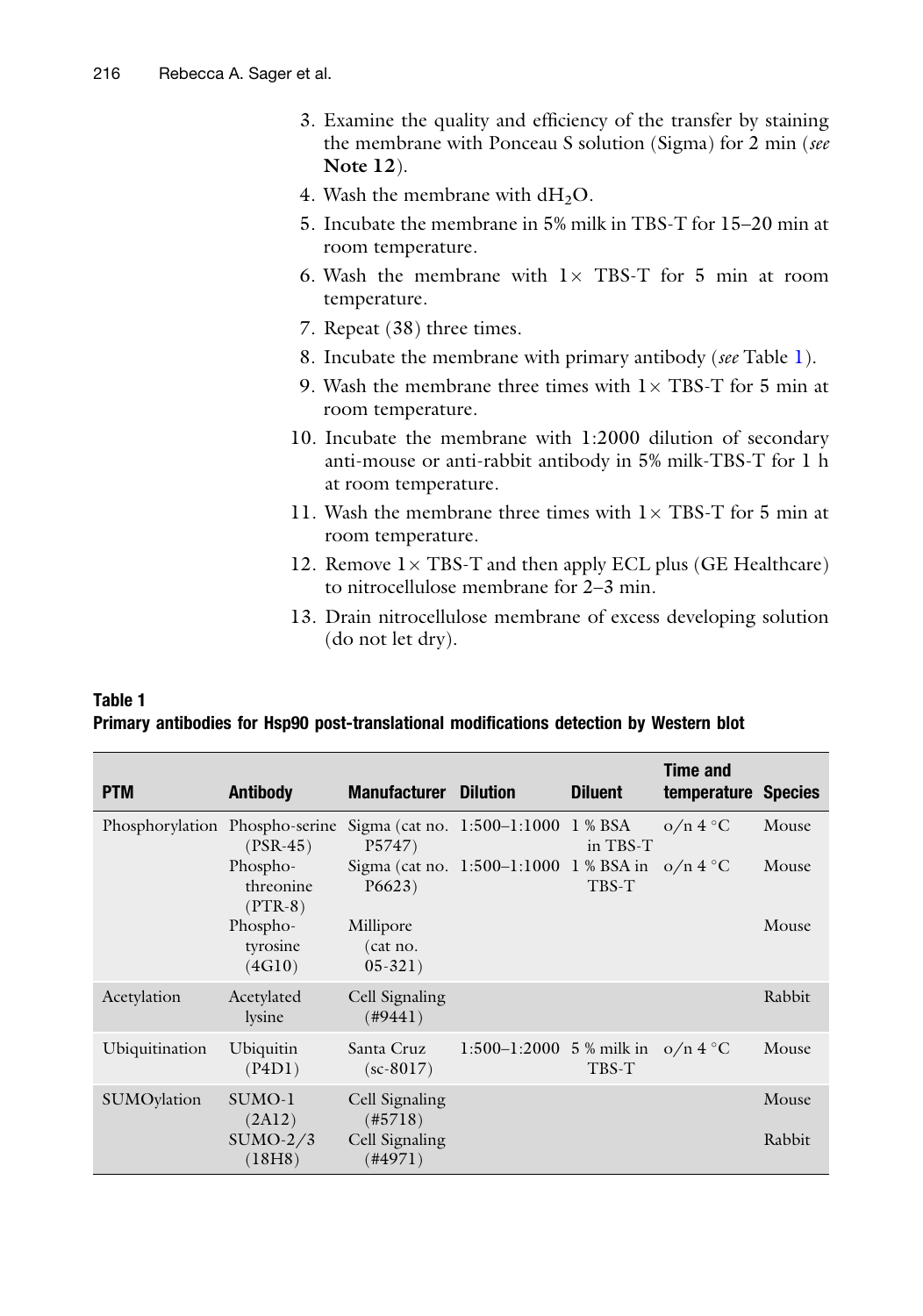3. Examine the quality and efficiency of the transfer by staining the membrane with Ponceau S solution (Sigma) for 2 min (*see* **Note 12**).
4. Wash the membrane with $dH_2O$.
5. Incubate the membrane in 5% milk in TBS-T for 15–20 min at room temperature.
6. Wash the membrane with 1× TBS-T for 5 min at room temperature.
7. Repeat (38) three times.
8. Incubate the membrane with primary antibody (*see* Table 1).
9. Wash the membrane three times with 1× TBS-T for 5 min at room temperature.
10. Incubate the membrane with 1:2000 dilution of secondary anti-mouse or anti-rabbit antibody in 5% milk-TBS-T for 1 h at room temperature.
11. Wash the membrane three times with 1× TBS-T for 5 min at room temperature.
12. Remove 1× TBS-T and then apply ECL plus (GE Healthcare) to nitrocellulose membrane for 2–3 min.
13. Drain nitrocellulose membrane of excess developing solution (do not let dry).

**Table 1**
**Primary antibodies for Hsp90 post-translational modifications detection by Western blot**

| PTM | Antibody | Manufacturer | Dilution | Diluent | Time and temperature | Species |
|---|---|---|---|---|---|---|
| Phosphorylation | Phospho-serine (PSR-45) | Sigma (cat no. P5747) | 1:500–1:1000 | 1 % BSA in TBS-T | o/n 4 °C | Mouse |
| | Phospho-threonine (PTR-8) | Sigma (cat no. P6623) | 1:500–1:1000 | 1 % BSA in TBS-T | o/n 4 °C | Mouse |
| | Phospho-tyrosine (4G10) | Millipore (cat no. 05-321) | | | | Mouse |
| Acetylation | Acetylated lysine | Cell Signaling (#9441) | | | | Rabbit |
| Ubiquitination | Ubiquitin (P4D1) | Santa Cruz (sc-8017) | 1:500–1:2000 | 5 % milk in TBS-T | o/n 4 °C | Mouse |
| SUMOylation | SUMO-1 (2A12) | Cell Signaling (#5718) | | | | Mouse |
| | SUMO-2/3 (18H8) | Cell Signaling (#4971) | | | | Rabbit |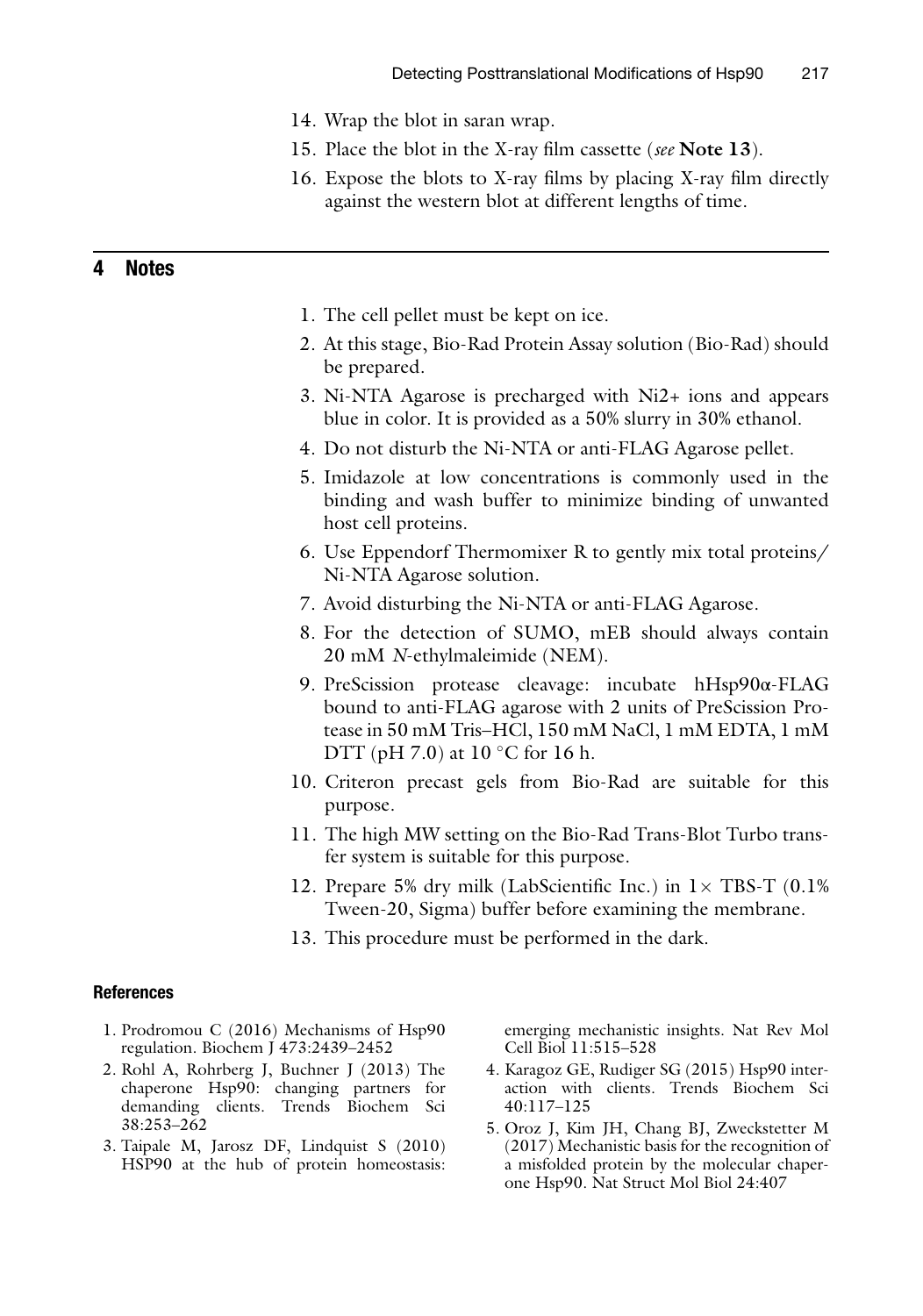14. Wrap the blot in saran wrap.
15. Place the blot in the X-ray film cassette (*see* **Note 13**).
16. Expose the blots to X-ray films by placing X-ray film directly against the western blot at different lengths of time.

## 4 Notes

1. The cell pellet must be kept on ice.
2. At this stage, Bio-Rad Protein Assay solution (Bio-Rad) should be prepared.
3. Ni-NTA Agarose is precharged with Ni2+ ions and appears blue in color. It is provided as a 50% slurry in 30% ethanol.
4. Do not disturb the Ni-NTA or anti-FLAG Agarose pellet.
5. Imidazole at low concentrations is commonly used in the binding and wash buffer to minimize binding of unwanted host cell proteins.
6. Use Eppendorf Thermomixer R to gently mix total proteins/ Ni-NTA Agarose solution.
7. Avoid disturbing the Ni-NTA or anti-FLAG Agarose.
8. For the detection of SUMO, mEB should always contain 20 mM *N*-ethylmaleimide (NEM).
9. PreScission protease cleavage: incubate hHsp90α-FLAG bound to anti-FLAG agarose with 2 units of PreScission Protease in 50 mM Tris–HCl, 150 mM NaCl, 1 mM EDTA, 1 mM DTT (pH 7.0) at 10 °C for 16 h.
10. Criteron precast gels from Bio-Rad are suitable for this purpose.
11. The high MW setting on the Bio-Rad Trans-Blot Turbo transfer system is suitable for this purpose.
12. Prepare 5% dry milk (LabScientific Inc.) in 1× TBS-T (0.1% Tween-20, Sigma) buffer before examining the membrane.
13. This procedure must be performed in the dark.

### References

1. Prodromou C (2016) Mechanisms of Hsp90 regulation. Biochem J 473:2439–2452
2. Rohl A, Rohrberg J, Buchner J (2013) The chaperone Hsp90: changing partners for demanding clients. Trends Biochem Sci 38:253–262
3. Taipale M, Jarosz DF, Lindquist S (2010) HSP90 at the hub of protein homeostasis: emerging mechanistic insights. Nat Rev Mol Cell Biol 11:515–528
4. Karagoz GE, Rudiger SG (2015) Hsp90 interaction with clients. Trends Biochem Sci 40:117–125
5. Oroz J, Kim JH, Chang BJ, Zweckstetter M (2017) Mechanistic basis for the recognition of a misfolded protein by the molecular chaperone Hsp90. Nat Struct Mol Biol 24:407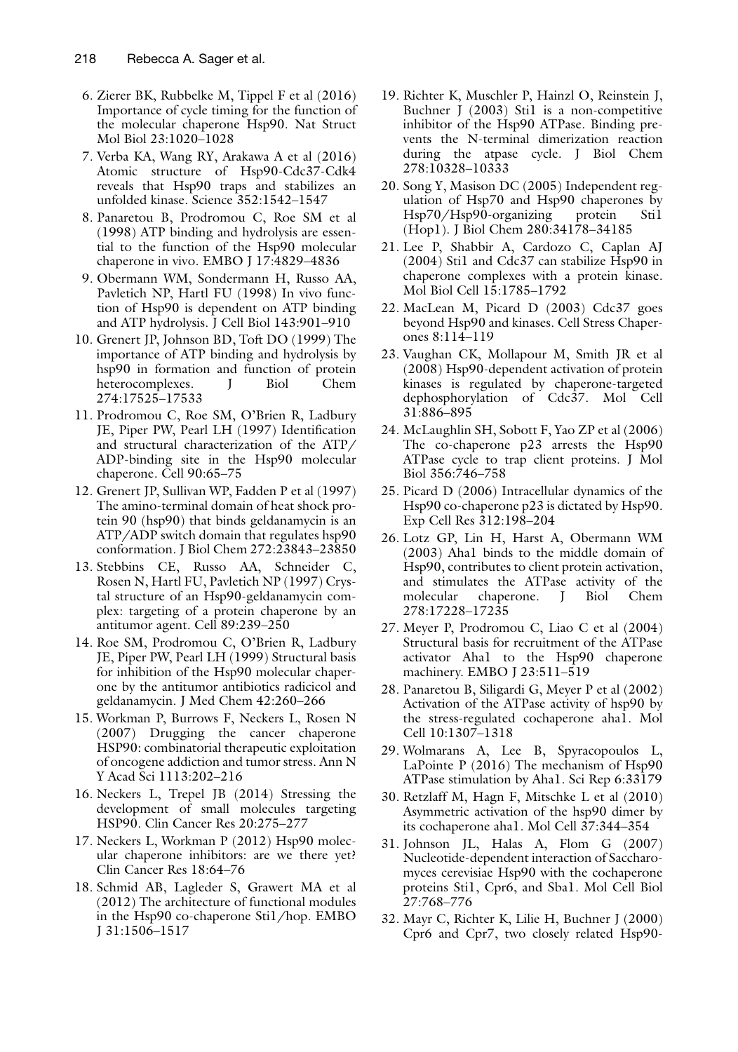6. Zierer BK, Rubbelke M, Tippel F et al (2016) Importance of cycle timing for the function of the molecular chaperone Hsp90. Nat Struct Mol Biol 23:1020–1028
7. Verba KA, Wang RY, Arakawa A et al (2016) Atomic structure of Hsp90-Cdc37-Cdk4 reveals that Hsp90 traps and stabilizes an unfolded kinase. Science 352:1542–1547
8. Panaretou B, Prodromou C, Roe SM et al (1998) ATP binding and hydrolysis are essential to the function of the Hsp90 molecular chaperone in vivo. EMBO J 17:4829–4836
9. Obermann WM, Sondermann H, Russo AA, Pavletich NP, Hartl FU (1998) In vivo function of Hsp90 is dependent on ATP binding and ATP hydrolysis. J Cell Biol 143:901–910
10. Grenert JP, Johnson BD, Toft DO (1999) The importance of ATP binding and hydrolysis by hsp90 in formation and function of protein heterocomplexes. J Biol Chem 274:17525–17533
11. Prodromou C, Roe SM, O'Brien R, Ladbury JE, Piper PW, Pearl LH (1997) Identification and structural characterization of the ATP/ADP-binding site in the Hsp90 molecular chaperone. Cell 90:65–75
12. Grenert JP, Sullivan WP, Fadden P et al (1997) The amino-terminal domain of heat shock protein 90 (hsp90) that binds geldanamycin is an ATP/ADP switch domain that regulates hsp90 conformation. J Biol Chem 272:23843–23850
13. Stebbins CE, Russo AA, Schneider C, Rosen N, Hartl FU, Pavletich NP (1997) Crystal structure of an Hsp90-geldanamycin complex: targeting of a protein chaperone by an antitumor agent. Cell 89:239–250
14. Roe SM, Prodromou C, O'Brien R, Ladbury JE, Piper PW, Pearl LH (1999) Structural basis for inhibition of the Hsp90 molecular chaperone by the antitumor antibiotics radicicol and geldanamycin. J Med Chem 42:260–266
15. Workman P, Burrows F, Neckers L, Rosen N (2007) Drugging the cancer chaperone HSP90: combinatorial therapeutic exploitation of oncogene addiction and tumor stress. Ann N Y Acad Sci 1113:202–216
16. Neckers L, Trepel JB (2014) Stressing the development of small molecules targeting HSP90. Clin Cancer Res 20:275–277
17. Neckers L, Workman P (2012) Hsp90 molecular chaperone inhibitors: are we there yet? Clin Cancer Res 18:64–76
18. Schmid AB, Lagleder S, Grawert MA et al (2012) The architecture of functional modules in the Hsp90 co-chaperone Sti1/hop. EMBO J 31:1506–1517
19. Richter K, Muschler P, Hainzl O, Reinstein J, Buchner J (2003) Sti1 is a non-competitive inhibitor of the Hsp90 ATPase. Binding prevents the N-terminal dimerization reaction during the atpase cycle. J Biol Chem 278:10328–10333
20. Song Y, Masison DC (2005) Independent regulation of Hsp70 and Hsp90 chaperones by Hsp70/Hsp90-organizing protein Sti1 (Hop1). J Biol Chem 280:34178–34185
21. Lee P, Shabbir A, Cardozo C, Caplan AJ (2004) Sti1 and Cdc37 can stabilize Hsp90 in chaperone complexes with a protein kinase. Mol Biol Cell 15:1785–1792
22. MacLean M, Picard D (2003) Cdc37 goes beyond Hsp90 and kinases. Cell Stress Chaperones 8:114–119
23. Vaughan CK, Mollapour M, Smith JR et al (2008) Hsp90-dependent activation of protein kinases is regulated by chaperone-targeted dephosphorylation of Cdc37. Mol Cell 31:886–895
24. McLaughlin SH, Sobott F, Yao ZP et al (2006) The co-chaperone p23 arrests the Hsp90 ATPase cycle to trap client proteins. J Mol Biol 356:746–758
25. Picard D (2006) Intracellular dynamics of the Hsp90 co-chaperone p23 is dictated by Hsp90. Exp Cell Res 312:198–204
26. Lotz GP, Lin H, Harst A, Obermann WM (2003) Aha1 binds to the middle domain of Hsp90, contributes to client protein activation, and stimulates the ATPase activity of the molecular chaperone. J Biol Chem 278:17228–17235
27. Meyer P, Prodromou C, Liao C et al (2004) Structural basis for recruitment of the ATPase activator Aha1 to the Hsp90 chaperone machinery. EMBO J 23:511–519
28. Panaretou B, Siligardi G, Meyer P et al (2002) Activation of the ATPase activity of hsp90 by the stress-regulated cochaperone aha1. Mol Cell 10:1307–1318
29. Wolmarans A, Lee B, Spyracopoulos L, LaPointe P (2016) The mechanism of Hsp90 ATPase stimulation by Aha1. Sci Rep 6:33179
30. Retzlaff M, Hagn F, Mitschke L et al (2010) Asymmetric activation of the hsp90 dimer by its cochaperone aha1. Mol Cell 37:344–354
31. Johnson JL, Halas A, Flom G (2007) Nucleotide-dependent interaction of Saccharomyces cerevisiae Hsp90 with the cochaperone proteins Sti1, Cpr6, and Sba1. Mol Cell Biol 27:768–776
32. Mayr C, Richter K, Lilie H, Buchner J (2000) Cpr6 and Cpr7, two closely related Hsp90-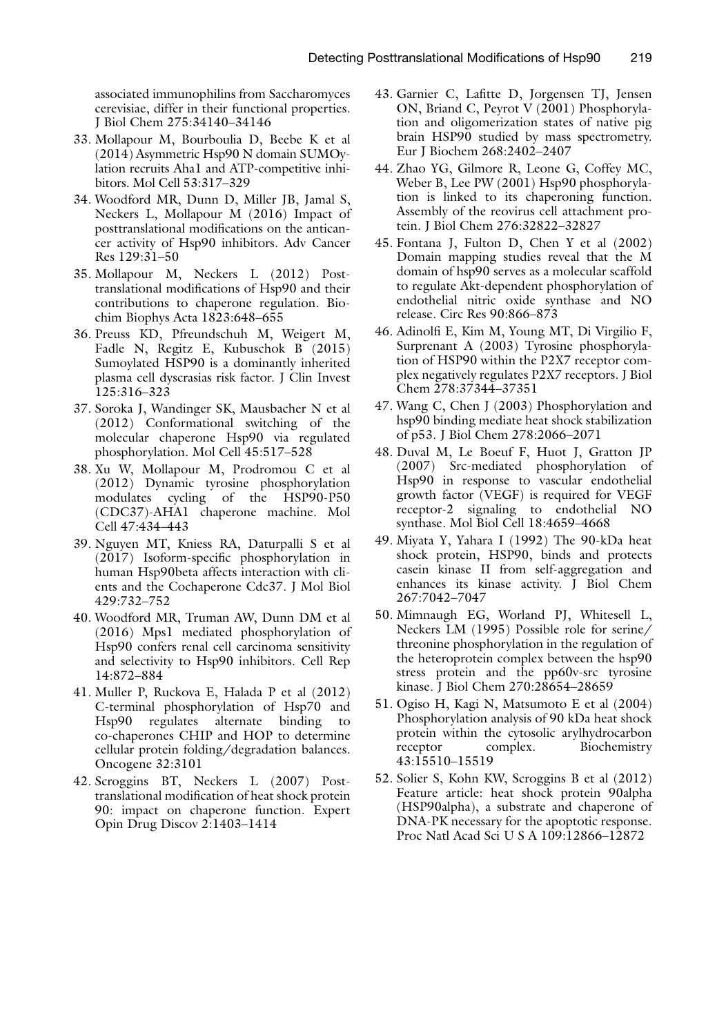associated immunophilins from Saccharomyces cerevisiae, differ in their functional properties. J Biol Chem 275:34140–34146

33. Mollapour M, Bourboulia D, Beebe K et al (2014) Asymmetric Hsp90 N domain SUMOylation recruits Aha1 and ATP-competitive inhibitors. Mol Cell 53:317–329
34. Woodford MR, Dunn D, Miller JB, Jamal S, Neckers L, Mollapour M (2016) Impact of posttranslational modifications on the anticancer activity of Hsp90 inhibitors. Adv Cancer Res 129:31–50
35. Mollapour M, Neckers L (2012) Post-translational modifications of Hsp90 and their contributions to chaperone regulation. Biochim Biophys Acta 1823:648–655
36. Preuss KD, Pfreundschuh M, Weigert M, Fadle N, Regitz E, Kubuschok B (2015) Sumoylated HSP90 is a dominantly inherited plasma cell dyscrasias risk factor. J Clin Invest 125:316–323
37. Soroka J, Wandinger SK, Mausbacher N et al (2012) Conformational switching of the molecular chaperone Hsp90 via regulated phosphorylation. Mol Cell 45:517–528
38. Xu W, Mollapour M, Prodromou C et al (2012) Dynamic tyrosine phosphorylation modulates cycling of the HSP90-P50 (CDC37)-AHA1 chaperone machine. Mol Cell 47:434–443
39. Nguyen MT, Kniess RA, Daturpalli S et al (2017) Isoform-specific phosphorylation in human Hsp90beta affects interaction with clients and the Cochaperone Cdc37. J Mol Biol 429:732–752
40. Woodford MR, Truman AW, Dunn DM et al (2016) Mps1 mediated phosphorylation of Hsp90 confers renal cell carcinoma sensitivity and selectivity to Hsp90 inhibitors. Cell Rep 14:872–884
41. Muller P, Ruckova E, Halada P et al (2012) C-terminal phosphorylation of Hsp70 and Hsp90 regulates alternate binding to co-chaperones CHIP and HOP to determine cellular protein folding/degradation balances. Oncogene 32:3101
42. Scroggins BT, Neckers L (2007) Post-translational modification of heat shock protein 90: impact on chaperone function. Expert Opin Drug Discov 2:1403–1414
43. Garnier C, Lafitte D, Jorgensen TJ, Jensen ON, Briand C, Peyrot V (2001) Phosphorylation and oligomerization states of native pig brain HSP90 studied by mass spectrometry. Eur J Biochem 268:2402–2407
44. Zhao YG, Gilmore R, Leone G, Coffey MC, Weber B, Lee PW (2001) Hsp90 phosphorylation is linked to its chaperoning function. Assembly of the reovirus cell attachment protein. J Biol Chem 276:32822–32827
45. Fontana J, Fulton D, Chen Y et al (2002) Domain mapping studies reveal that the M domain of hsp90 serves as a molecular scaffold to regulate Akt-dependent phosphorylation of endothelial nitric oxide synthase and NO release. Circ Res 90:866–873
46. Adinolfi E, Kim M, Young MT, Di Virgilio F, Surprenant A (2003) Tyrosine phosphorylation of HSP90 within the P2X7 receptor complex negatively regulates P2X7 receptors. J Biol Chem 278:37344–37351
47. Wang C, Chen J (2003) Phosphorylation and hsp90 binding mediate heat shock stabilization of p53. J Biol Chem 278:2066–2071
48. Duval M, Le Boeuf F, Huot J, Gratton JP (2007) Src-mediated phosphorylation of Hsp90 in response to vascular endothelial growth factor (VEGF) is required for VEGF receptor-2 signaling to endothelial NO synthase. Mol Biol Cell 18:4659–4668
49. Miyata Y, Yahara I (1992) The 90-kDa heat shock protein, HSP90, binds and protects casein kinase II from self-aggregation and enhances its kinase activity. J Biol Chem 267:7042–7047
50. Mimnaugh EG, Worland PJ, Whitesell L, Neckers LM (1995) Possible role for serine/threonine phosphorylation in the regulation of the heteroprotein complex between the hsp90 stress protein and the pp60v-src tyrosine kinase. J Biol Chem 270:28654–28659
51. Ogiso H, Kagi N, Matsumoto E et al (2004) Phosphorylation analysis of 90 kDa heat shock protein within the cytosolic arylhydrocarbon receptor complex. Biochemistry 43:15510–15519
52. Solier S, Kohn KW, Scroggins B et al (2012) Feature article: heat shock protein 90alpha (HSP90alpha), a substrate and chaperone of DNA-PK necessary for the apoptotic response. Proc Natl Acad Sci U S A 109:12866–12872